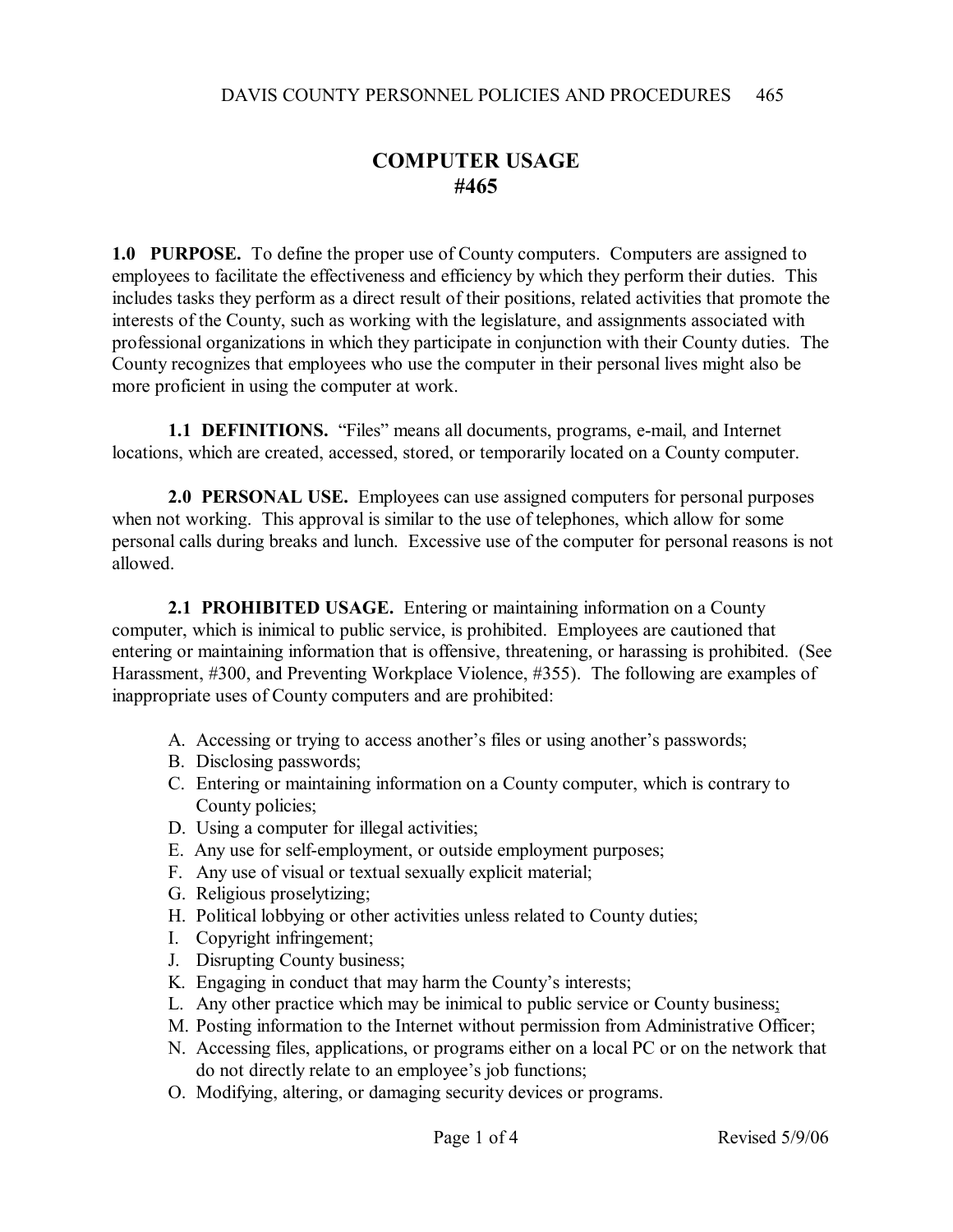# COMPUTER USAGE
# #465

**1.0 PURPOSE.** To define the proper use of County computers. Computers are assigned to employees to facilitate the effectiveness and efficiency by which they perform their duties. This includes tasks they perform as a direct result of their positions, related activities that promote the interests of the County, such as working with the legislature, and assignments associated with professional organizations in which they participate in conjunction with their County duties. The County recognizes that employees who use the computer in their personal lives might also be more proficient in using the computer at work.

**1.1 DEFINITIONS.** "Files" means all documents, programs, e-mail, and Internet locations, which are created, accessed, stored, or temporarily located on a County computer.

**2.0 PERSONAL USE.** Employees can use assigned computers for personal purposes when not working. This approval is similar to the use of telephones, which allow for some personal calls during breaks and lunch. Excessive use of the computer for personal reasons is not allowed.

**2.1 PROHIBITED USAGE.** Entering or maintaining information on a County computer, which is inimical to public service, is prohibited. Employees are cautioned that entering or maintaining information that is offensive, threatening, or harassing is prohibited. (See Harassment, #300, and Preventing Workplace Violence, #355). The following are examples of inappropriate uses of County computers and are prohibited:

A. Accessing or trying to access another's files or using another's passwords;
B. Disclosing passwords;
C. Entering or maintaining information on a County computer, which is contrary to County policies;
D. Using a computer for illegal activities;
E. Any use for self-employment, or outside employment purposes;
F. Any use of visual or textual sexually explicit material;
G. Religious proselytizing;
H. Political lobbying or other activities unless related to County duties;
I. Copyright infringement;
J. Disrupting County business;
K. Engaging in conduct that may harm the County's interests;
L. Any other practice which may be inimical to public service or County business;
M. Posting information to the Internet without permission from Administrative Officer;
N. Accessing files, applications, or programs either on a local PC or on the network that do not directly relate to an employee's job functions;
O. Modifying, altering, or damaging security devices or programs.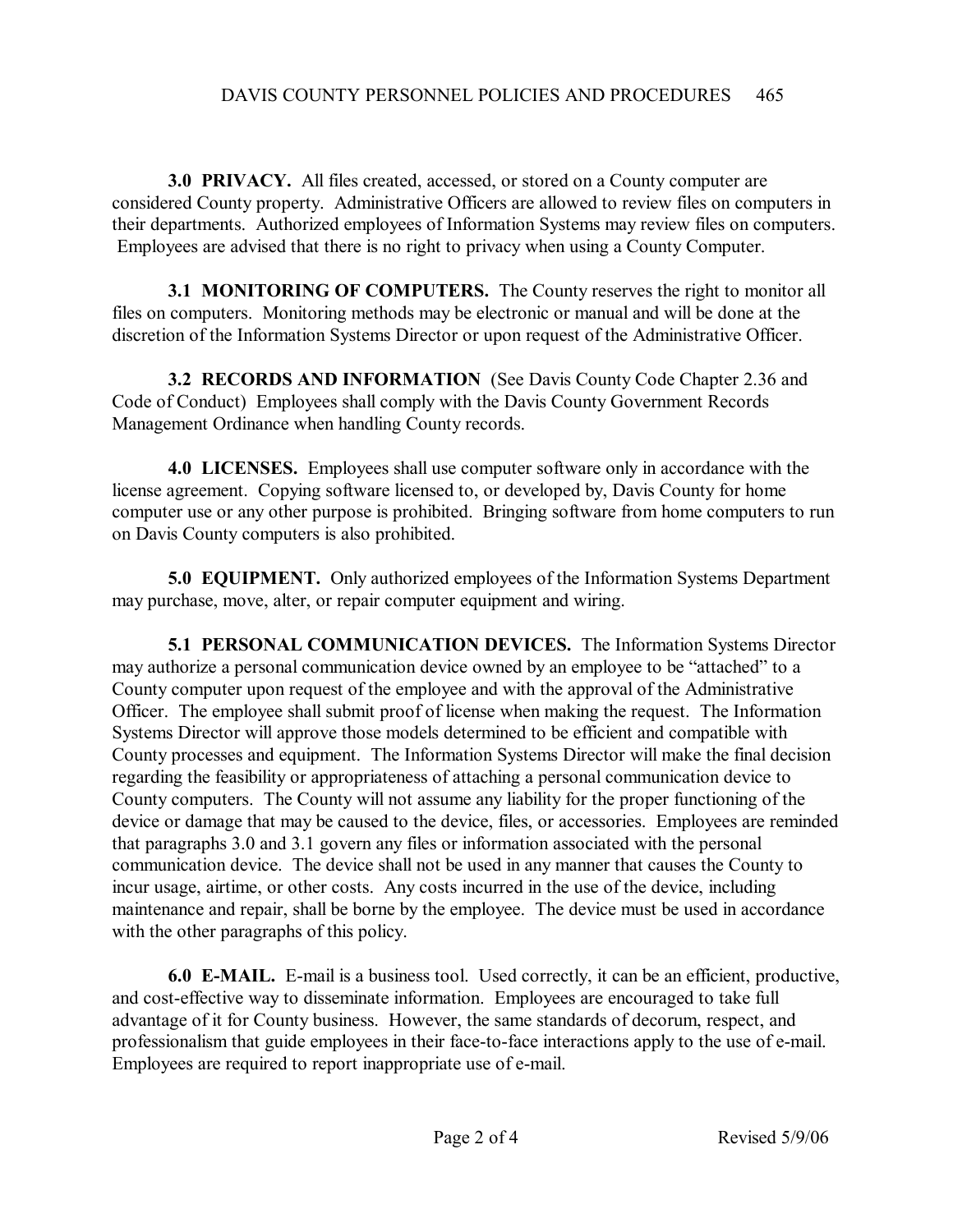**3.0 PRIVACY.** All files created, accessed, or stored on a County computer are considered County property. Administrative Officers are allowed to review files on computers in their departments. Authorized employees of Information Systems may review files on computers. Employees are advised that there is no right to privacy when using a County Computer.

**3.1 MONITORING OF COMPUTERS.** The County reserves the right to monitor all files on computers. Monitoring methods may be electronic or manual and will be done at the discretion of the Information Systems Director or upon request of the Administrative Officer.

**3.2 RECORDS AND INFORMATION** (See Davis County Code Chapter 2.36 and Code of Conduct) Employees shall comply with the Davis County Government Records Management Ordinance when handling County records.

**4.0 LICENSES.** Employees shall use computer software only in accordance with the license agreement. Copying software licensed to, or developed by, Davis County for home computer use or any other purpose is prohibited. Bringing software from home computers to run on Davis County computers is also prohibited.

**5.0 EQUIPMENT.** Only authorized employees of the Information Systems Department may purchase, move, alter, or repair computer equipment and wiring.

**5.1 PERSONAL COMMUNICATION DEVICES.** The Information Systems Director may authorize a personal communication device owned by an employee to be "attached" to a County computer upon request of the employee and with the approval of the Administrative Officer. The employee shall submit proof of license when making the request. The Information Systems Director will approve those models determined to be efficient and compatible with County processes and equipment. The Information Systems Director will make the final decision regarding the feasibility or appropriateness of attaching a personal communication device to County computers. The County will not assume any liability for the proper functioning of the device or damage that may be caused to the device, files, or accessories. Employees are reminded that paragraphs 3.0 and 3.1 govern any files or information associated with the personal communication device. The device shall not be used in any manner that causes the County to incur usage, airtime, or other costs. Any costs incurred in the use of the device, including maintenance and repair, shall be borne by the employee. The device must be used in accordance with the other paragraphs of this policy.

**6.0 E-MAIL.** E-mail is a business tool. Used correctly, it can be an efficient, productive, and cost-effective way to disseminate information. Employees are encouraged to take full advantage of it for County business. However, the same standards of decorum, respect, and professionalism that guide employees in their face-to-face interactions apply to the use of e-mail. Employees are required to report inappropriate use of e-mail.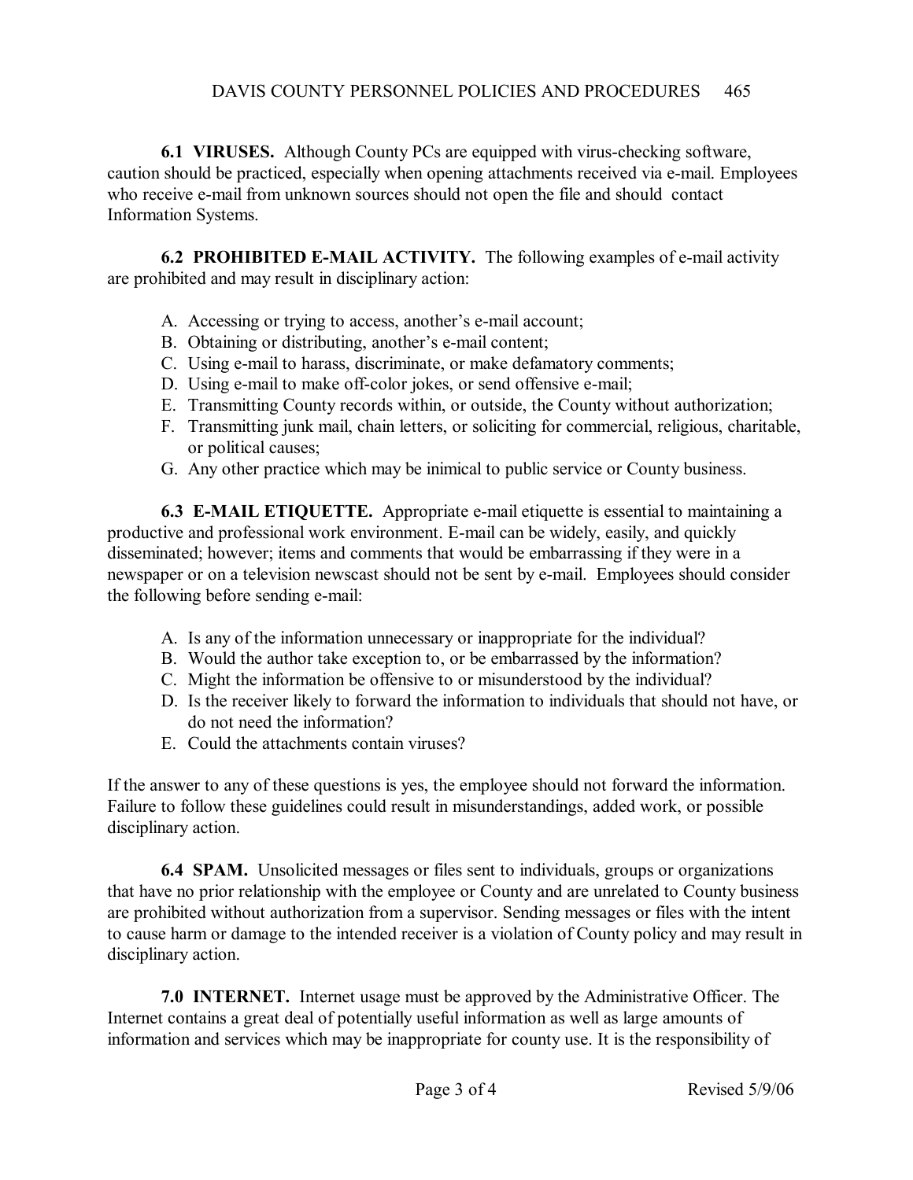**6.1 VIRUSES.** Although County PCs are equipped with virus-checking software, caution should be practiced, especially when opening attachments received via e-mail. Employees who receive e-mail from unknown sources should not open the file and should contact Information Systems.

**6.2 PROHIBITED E-MAIL ACTIVITY.** The following examples of e-mail activity are prohibited and may result in disciplinary action:

A. Accessing or trying to access, another's e-mail account;
B. Obtaining or distributing, another's e-mail content;
C. Using e-mail to harass, discriminate, or make defamatory comments;
D. Using e-mail to make off-color jokes, or send offensive e-mail;
E. Transmitting County records within, or outside, the County without authorization;
F. Transmitting junk mail, chain letters, or soliciting for commercial, religious, charitable, or political causes;
G. Any other practice which may be inimical to public service or County business.

**6.3 E-MAIL ETIQUETTE.** Appropriate e-mail etiquette is essential to maintaining a productive and professional work environment. E-mail can be widely, easily, and quickly disseminated; however; items and comments that would be embarrassing if they were in a newspaper or on a television newscast should not be sent by e-mail. Employees should consider the following before sending e-mail:

A. Is any of the information unnecessary or inappropriate for the individual?
B. Would the author take exception to, or be embarrassed by the information?
C. Might the information be offensive to or misunderstood by the individual?
D. Is the receiver likely to forward the information to individuals that should not have, or do not need the information?
E. Could the attachments contain viruses?

If the answer to any of these questions is yes, the employee should not forward the information. Failure to follow these guidelines could result in misunderstandings, added work, or possible disciplinary action.

**6.4 SPAM.** Unsolicited messages or files sent to individuals, groups or organizations that have no prior relationship with the employee or County and are unrelated to County business are prohibited without authorization from a supervisor. Sending messages or files with the intent to cause harm or damage to the intended receiver is a violation of County policy and may result in disciplinary action.

**7.0 INTERNET.** Internet usage must be approved by the Administrative Officer. The Internet contains a great deal of potentially useful information as well as large amounts of information and services which may be inappropriate for county use. It is the responsibility of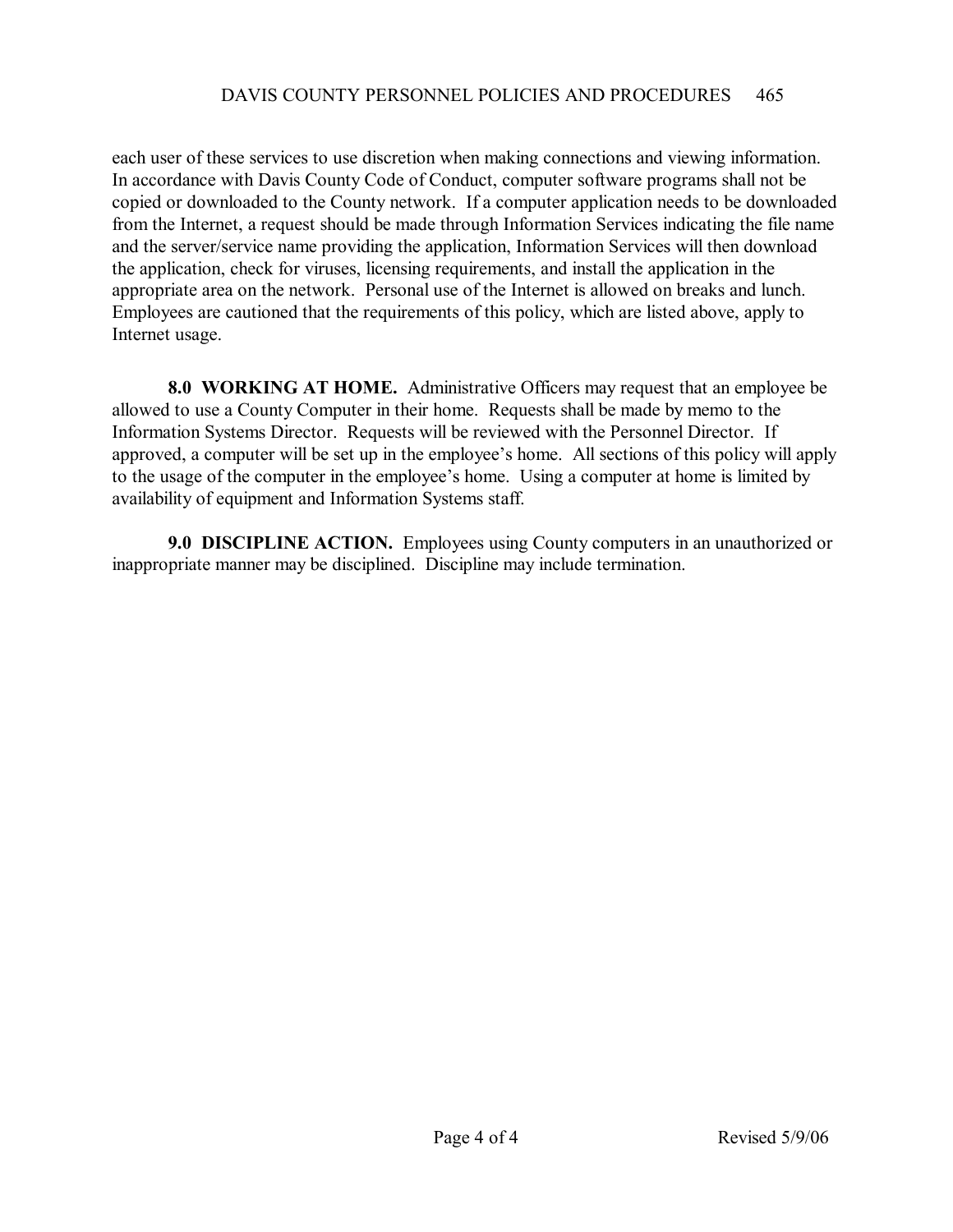each user of these services to use discretion when making connections and viewing information. In accordance with Davis County Code of Conduct, computer software programs shall not be copied or downloaded to the County network. If a computer application needs to be downloaded from the Internet, a request should be made through Information Services indicating the file name and the server/service name providing the application, Information Services will then download the application, check for viruses, licensing requirements, and install the application in the appropriate area on the network. Personal use of the Internet is allowed on breaks and lunch. Employees are cautioned that the requirements of this policy, which are listed above, apply to Internet usage.

**8.0 WORKING AT HOME.** Administrative Officers may request that an employee be allowed to use a County Computer in their home. Requests shall be made by memo to the Information Systems Director. Requests will be reviewed with the Personnel Director. If approved, a computer will be set up in the employee's home. All sections of this policy will apply to the usage of the computer in the employee's home. Using a computer at home is limited by availability of equipment and Information Systems staff.

**9.0 DISCIPLINE ACTION.** Employees using County computers in an unauthorized or inappropriate manner may be disciplined. Discipline may include termination.